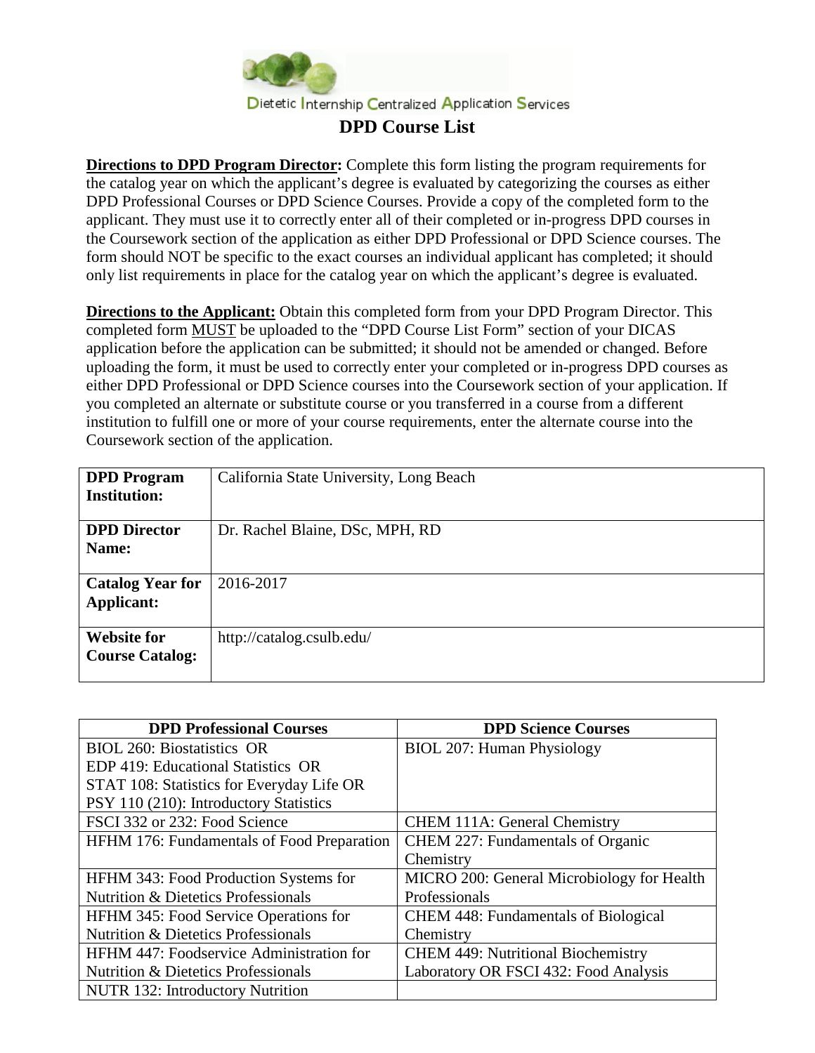Dietetic Internship Centralized Application Services

# DPD Course List

**Directions to DPD Program Director:** Complete this form listing the program requirements for the catalog year on which the applicant's degree is evaluated by categorizing the courses as either DPD Professional Courses or DPD Science Courses. Provide a copy of the completed form to the applicant. They must use it to correctly enter all of their completed or in-progress DPD courses in the Coursework section of the application as either DPD Professional or DPD Science courses. The form should NOT be specific to the exact courses an individual applicant has completed; it should only list requirements in place for the catalog year on which the applicant's degree is evaluated.

**Directions to the Applicant:** Obtain this completed form from your DPD Program Director. This completed form MUST be uploaded to the "DPD Course List Form" section of your DICAS application before the application can be submitted; it should not be amended or changed. Before uploading the form, it must be used to correctly enter your completed or in-progress DPD courses as either DPD Professional or DPD Science courses into the Coursework section of your application. If you completed an alternate or substitute course or you transferred in a course from a different institution to fulfill one or more of your course requirements, enter the alternate course into the Coursework section of the application.

| | |
|---|---|
| **DPD Program Institution:** | California State University, Long Beach |
| **DPD Director Name:** | Dr. Rachel Blaine, DSc, MPH, RD |
| **Catalog Year for Applicant:** | 2016-2017 |
| **Website for Course Catalog:** | http://catalog.csulb.edu/ |

| DPD Professional Courses | DPD Science Courses |
|---|---|
| BIOL 260: Biostatistics OR<br>EDP 419: Educational Statistics OR<br>STAT 108: Statistics for Everyday Life OR<br>PSY 110 (210): Introductory Statistics | BIOL 207: Human Physiology |
| FSCI 332 or 232: Food Science | CHEM 111A: General Chemistry |
| HFHM 176: Fundamentals of Food Preparation | CHEM 227: Fundamentals of Organic Chemistry |
| HFHM 343: Food Production Systems for Nutrition & Dietetics Professionals | MICRO 200: General Microbiology for Health Professionals |
| HFHM 345: Food Service Operations for Nutrition & Dietetics Professionals | CHEM 448: Fundamentals of Biological Chemistry |
| HFHM 447: Foodservice Administration for Nutrition & Dietetics Professionals | CHEM 449: Nutritional Biochemistry Laboratory OR FSCI 432: Food Analysis |
| NUTR 132: Introductory Nutrition | |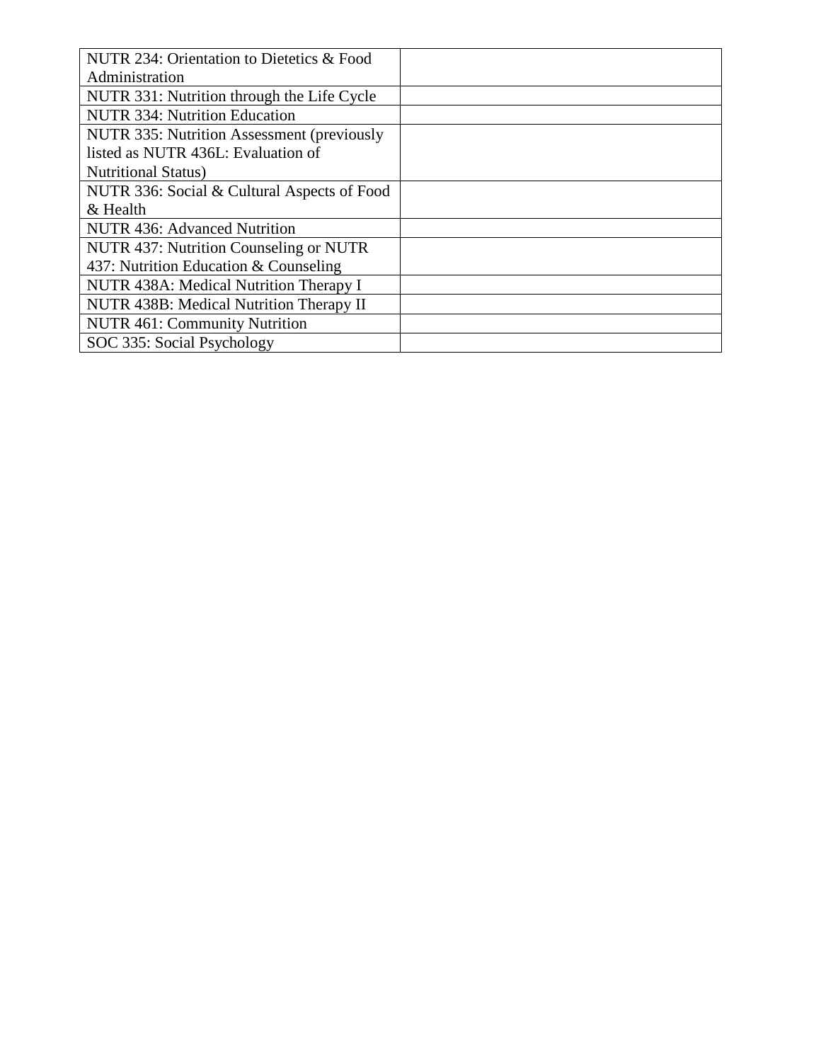| | |
|---|---|
| NUTR 234: Orientation to Dietetics & Food Administration | |
| NUTR 331: Nutrition through the Life Cycle | |
| NUTR 334: Nutrition Education | |
| NUTR 335: Nutrition Assessment (previously listed as NUTR 436L: Evaluation of Nutritional Status) | |
| NUTR 336: Social & Cultural Aspects of Food & Health | |
| NUTR 436: Advanced Nutrition | |
| NUTR 437: Nutrition Counseling or NUTR 437: Nutrition Education & Counseling | |
| NUTR 438A: Medical Nutrition Therapy I | |
| NUTR 438B: Medical Nutrition Therapy II | |
| NUTR 461: Community Nutrition | |
| SOC 335: Social Psychology | |